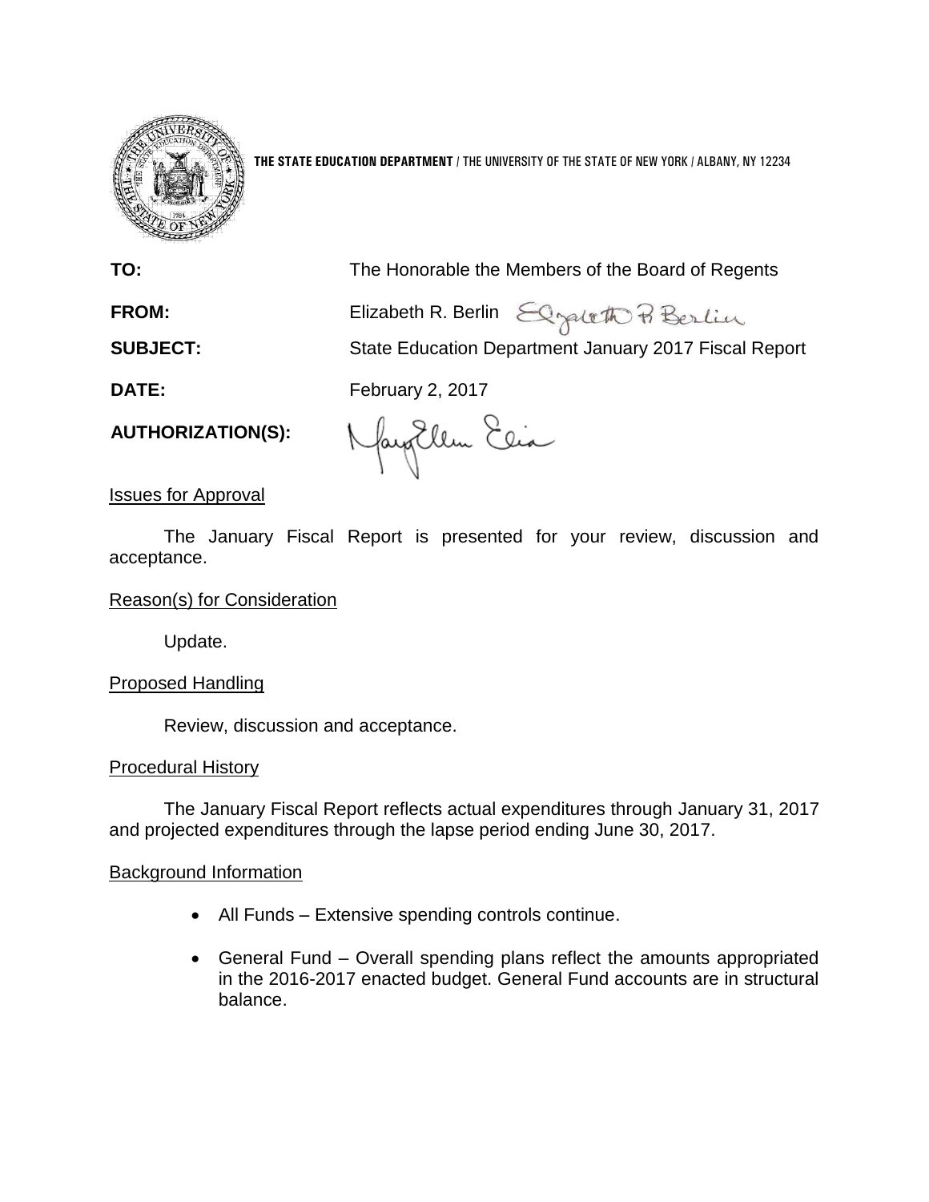**THE STATE EDUCATION DEPARTMENT** / THE UNIVERSITY OF THE STATE OF NEW YORK / ALBANY, NY 12234

**TO:** The Honorable the Members of the Board of Regents

**FROM:** Elizabeth R. Berlin

**SUBJECT:** State Education Department January 2017 Fiscal Report

**DATE:** February 2, 2017

**AUTHORIZATION(S):**

Issues for Approval

The January Fiscal Report is presented for your review, discussion and acceptance.

Reason(s) for Consideration

Update.

Proposed Handling

Review, discussion and acceptance.

Procedural History

The January Fiscal Report reflects actual expenditures through January 31, 2017 and projected expenditures through the lapse period ending June 30, 2017.

Background Information

- All Funds – Extensive spending controls continue.
- General Fund – Overall spending plans reflect the amounts appropriated in the 2016-2017 enacted budget. General Fund accounts are in structural balance.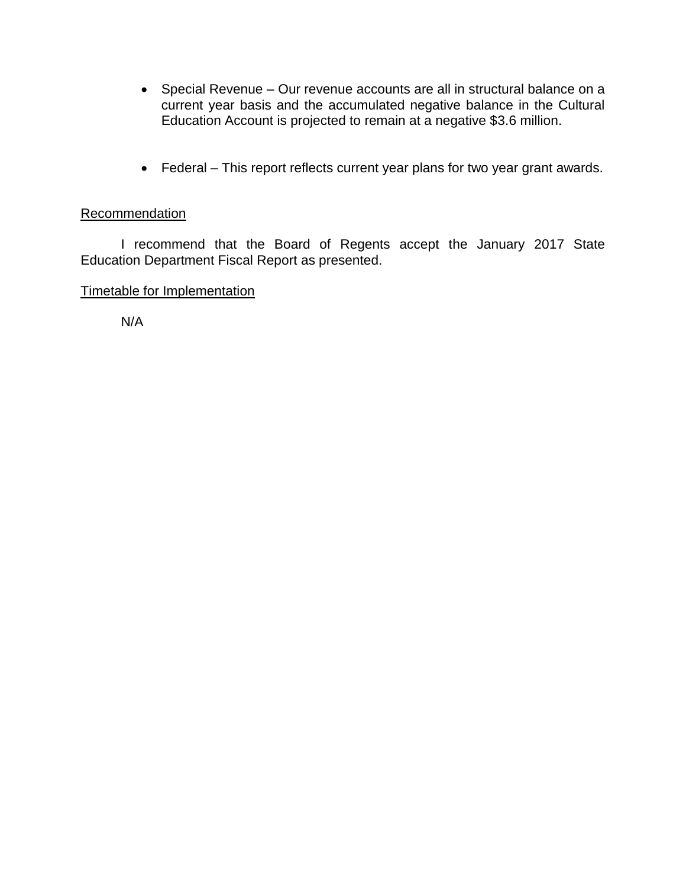- Special Revenue – Our revenue accounts are all in structural balance on a current year basis and the accumulated negative balance in the Cultural Education Account is projected to remain at a negative $3.6 million.

- Federal – This report reflects current year plans for two year grant awards.

<u>Recommendation</u>

I recommend that the Board of Regents accept the January 2017 State Education Department Fiscal Report as presented.

<u>Timetable for Implementation</u>

N/A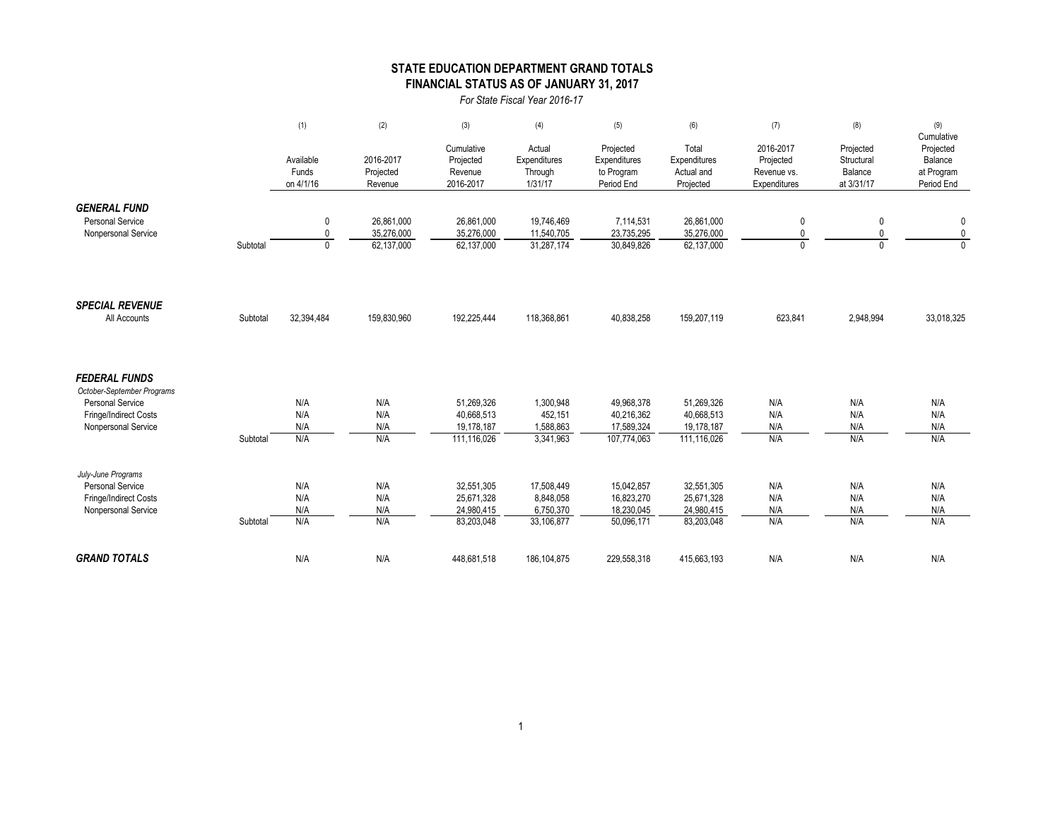# STATE EDUCATION DEPARTMENT GRAND TOTALS
## FINANCIAL STATUS AS OF JANUARY 31, 2017

*For State Fiscal Year 2016-17*

| | | (1) Available Funds on 4/1/16 | (2) 2016-2017 Projected Revenue | (3) Cumulative Projected Revenue 2016-2017 | (4) Actual Expenditures Through 1/31/17 | (5) Projected Expenditures to Program Period End | (6) Total Expenditures Actual and Projected | (7) 2016-2017 Projected Revenue vs. Expenditures | (8) Projected Structural Balance at 3/31/17 | (9) Cumulative Projected Balance at Program Period End |
|---|---|---|---|---|---|---|---|---|---|---|
| ***GENERAL FUND*** | | | | | | | | | | |
| Personal Service | | 0 | 26,861,000 | 26,861,000 | 19,746,469 | 7,114,531 | 26,861,000 | 0 | 0 | 0 |
| Nonpersonal Service | | 0 | 35,276,000 | 35,276,000 | 11,540,705 | 23,735,295 | 35,276,000 | 0 | 0 | 0 |
| | Subtotal | 0 | 62,137,000 | 62,137,000 | 31,287,174 | 30,849,826 | 62,137,000 | 0 | 0 | 0 |
| ***SPECIAL REVENUE*** | | | | | | | | | | |
| All Accounts | Subtotal | 32,394,484 | 159,830,960 | 192,225,444 | 118,368,861 | 40,838,258 | 159,207,119 | 623,841 | 2,948,994 | 33,018,325 |
| ***FEDERAL FUNDS*** | | | | | | | | | | |
| *October-September Programs* | | | | | | | | | | |
| Personal Service | | N/A | N/A | 51,269,326 | 1,300,948 | 49,968,378 | 51,269,326 | N/A | N/A | N/A |
| Fringe/Indirect Costs | | N/A | N/A | 40,668,513 | 452,151 | 40,216,362 | 40,668,513 | N/A | N/A | N/A |
| Nonpersonal Service | | N/A | N/A | 19,178,187 | 1,588,863 | 17,589,324 | 19,178,187 | N/A | N/A | N/A |
| | Subtotal | N/A | N/A | 111,116,026 | 3,341,963 | 107,774,063 | 111,116,026 | N/A | N/A | N/A |
| *July-June Programs* | | | | | | | | | | |
| Personal Service | | N/A | N/A | 32,551,305 | 17,508,449 | 15,042,857 | 32,551,305 | N/A | N/A | N/A |
| Fringe/Indirect Costs | | N/A | N/A | 25,671,328 | 8,848,058 | 16,823,270 | 25,671,328 | N/A | N/A | N/A |
| Nonpersonal Service | | N/A | N/A | 24,980,415 | 6,750,370 | 18,230,045 | 24,980,415 | N/A | N/A | N/A |
| | Subtotal | N/A | N/A | 83,203,048 | 33,106,877 | 50,096,171 | 83,203,048 | N/A | N/A | N/A |
| ***GRAND TOTALS*** | | N/A | N/A | 448,681,518 | 186,104,875 | 229,558,318 | 415,663,193 | N/A | N/A | N/A |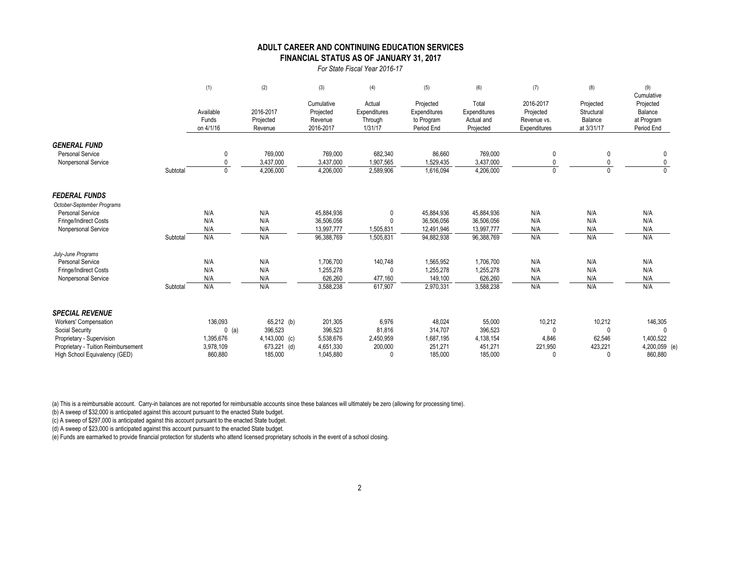## ADULT CAREER AND CONTINUING EDUCATION SERVICES
## FINANCIAL STATUS AS OF JANUARY 31, 2017

*For State Fiscal Year 2016-17*

| | | (1) Available Funds on 4/1/16 | (2) 2016-2017 Projected Revenue | (3) Cumulative Projected Revenue 2016-2017 | (4) Actual Expenditures Through 1/31/17 | (5) Projected Expenditures to Program Period End | (6) Total Expenditures Actual and Projected | (7) 2016-2017 Projected Revenue vs. Expenditures | (8) Projected Structural Balance at 3/31/17 | (9) Cumulative Projected Balance at Program Period End |
|---|---|---|---|---|---|---|---|---|---|---|
| ***GENERAL FUND*** | | | | | | | | | | |
| Personal Service | | 0 | 769,000 | 769,000 | 682,340 | 86,660 | 769,000 | 0 | 0 | 0 |
| Nonpersonal Service | | 0 | 3,437,000 | 3,437,000 | 1,907,565 | 1,529,435 | 3,437,000 | 0 | 0 | 0 |
| | Subtotal | 0 | 4,206,000 | 4,206,000 | 2,589,906 | 1,616,094 | 4,206,000 | 0 | 0 | 0 |
| ***FEDERAL FUNDS*** | | | | | | | | | | |
| *October-September Programs* | | | | | | | | | | |
| Personal Service | | N/A | N/A | 45,884,936 | 0 | 45,884,936 | 45,884,936 | N/A | N/A | N/A |
| Fringe/Indirect Costs | | N/A | N/A | 36,506,056 | 0 | 36,506,056 | 36,506,056 | N/A | N/A | N/A |
| Nonpersonal Service | | N/A | N/A | 13,997,777 | 1,505,831 | 12,491,946 | 13,997,777 | N/A | N/A | N/A |
| | Subtotal | N/A | N/A | 96,388,769 | 1,505,831 | 94,882,938 | 96,388,769 | N/A | N/A | N/A |
| *July-June Programs* | | | | | | | | | | |
| Personal Service | | N/A | N/A | 1,706,700 | 140,748 | 1,565,952 | 1,706,700 | N/A | N/A | N/A |
| Fringe/Indirect Costs | | N/A | N/A | 1,255,278 | 0 | 1,255,278 | 1,255,278 | N/A | N/A | N/A |
| Nonpersonal Service | | N/A | N/A | 626,260 | 477,160 | 149,100 | 626,260 | N/A | N/A | N/A |
| | Subtotal | N/A | N/A | 3,588,238 | 617,907 | 2,970,331 | 3,588,238 | N/A | N/A | N/A |
| ***SPECIAL REVENUE*** | | | | | | | | | | |
| Workers' Compensation | | 136,093 | 65,212 (b) | 201,305 | 6,976 | 48,024 | 55,000 | 10,212 | 10,212 | 146,305 |
| Social Security | | 0 (a) | 396,523 | 396,523 | 81,816 | 314,707 | 396,523 | 0 | 0 | 0 |
| Proprietary - Supervision | | 1,395,676 | 4,143,000 (c) | 5,538,676 | 2,450,959 | 1,687,195 | 4,138,154 | 4,846 | 62,546 | 1,400,522 |
| Proprietary - Tuition Reimbursement | | 3,978,109 | 673,221 (d) | 4,651,330 | 200,000 | 251,271 | 451,271 | 221,950 | 423,221 | 4,200,059 (e) |
| High School Equivalency (GED) | | 860,880 | 185,000 | 1,045,880 | 0 | 185,000 | 185,000 | 0 | 0 | 860,880 |

(a) This is a reimbursable account. Carry-in balances are not reported for reimbursable accounts since these balances will ultimately be zero (allowing for processing time).

(b) A sweep of $32,000 is anticipated against this account pursuant to the enacted State budget.

(c) A sweep of $297,000 is anticipated against this account pursuant to the enacted State budget.

(d) A sweep of $23,000 is anticipated against this account pursuant to the enacted State budget.

(e) Funds are earmarked to provide financial protection for students who attend licensed proprietary schools in the event of a school closing.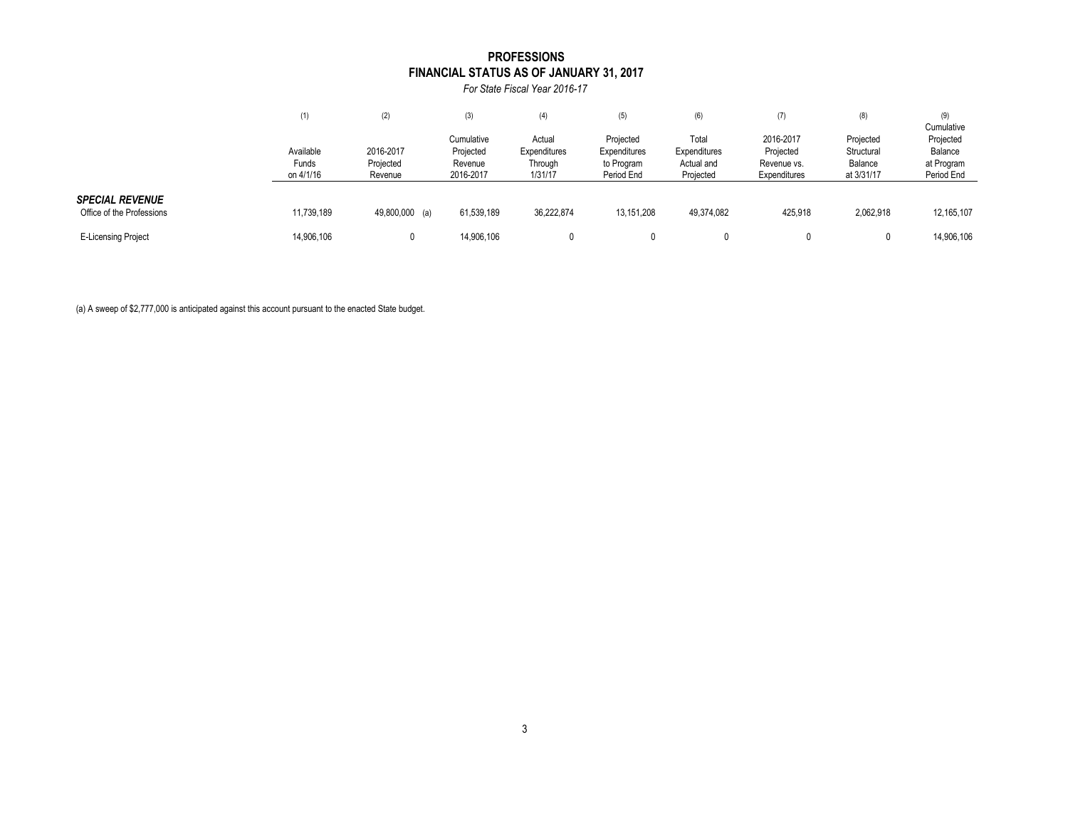# PROFESSIONS
## FINANCIAL STATUS AS OF JANUARY 31, 2017

*For State Fiscal Year 2016-17*

| | (1) Available Funds on 4/1/16 | (2) 2016-2017 Projected Revenue | (3) Cumulative Projected Revenue 2016-2017 | (4) Actual Expenditures Through 1/31/17 | (5) Projected Expenditures to Program Period End | (6) Total Expenditures Actual and Projected | (7) 2016-2017 Projected Revenue vs. Expenditures | (8) Projected Structural Balance at 3/31/17 | (9) Cumulative Projected Balance at Program Period End |
|---|---|---|---|---|---|---|---|---|---|
| ***SPECIAL REVENUE*** | | | | | | | | | |
| Office of the Professions | 11,739,189 | 49,800,000 (a) | 61,539,189 | 36,222,874 | 13,151,208 | 49,374,082 | 425,918 | 2,062,918 | 12,165,107 |
| E-Licensing Project | 14,906,106 | 0 | 14,906,106 | 0 | 0 | 0 | 0 | 0 | 14,906,106 |

(a) A sweep of $2,777,000 is anticipated against this account pursuant to the enacted State budget.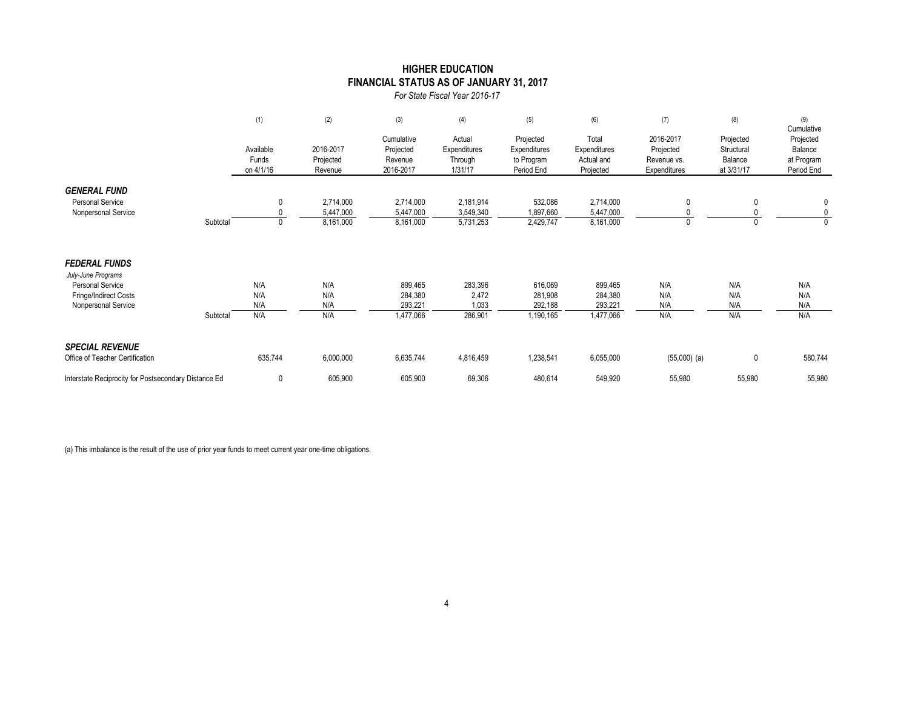# HIGHER EDUCATION
## FINANCIAL STATUS AS OF JANUARY 31, 2017
*For State Fiscal Year 2016-17*

| | (1) Available Funds on 4/1/16 | (2) 2016-2017 Projected Revenue | (3) Cumulative Projected Revenue 2016-2017 | (4) Actual Expenditures Through 1/31/17 | (5) Projected Expenditures to Program Period End | (6) Total Expenditures Actual and Projected | (7) 2016-2017 Projected Revenue vs. Expenditures | (8) Projected Structural Balance at 3/31/17 | (9) Cumulative Projected Balance at Program Period End |
|---|---|---|---|---|---|---|---|---|---|
| ***GENERAL FUND*** | | | | | | | | | |
| Personal Service | 0 | 2,714,000 | 2,714,000 | 2,181,914 | 532,086 | 2,714,000 | 0 | 0 | 0 |
| Nonpersonal Service | 0 | 5,447,000 | 5,447,000 | 3,549,340 | 1,897,660 | 5,447,000 | 0 | 0 | 0 |
| Subtotal | 0 | 8,161,000 | 8,161,000 | 5,731,253 | 2,429,747 | 8,161,000 | 0 | 0 | 0 |
| ***FEDERAL FUNDS*** | | | | | | | | | |
| *July-June Programs* | | | | | | | | | |
| Personal Service | N/A | N/A | 899,465 | 283,396 | 616,069 | 899,465 | N/A | N/A | N/A |
| Fringe/Indirect Costs | N/A | N/A | 284,380 | 2,472 | 281,908 | 284,380 | N/A | N/A | N/A |
| Nonpersonal Service | N/A | N/A | 293,221 | 1,033 | 292,188 | 293,221 | N/A | N/A | N/A |
| Subtotal | N/A | N/A | 1,477,066 | 286,901 | 1,190,165 | 1,477,066 | N/A | N/A | N/A |
| ***SPECIAL REVENUE*** | | | | | | | | | |
| Office of Teacher Certification | 635,744 | 6,000,000 | 6,635,744 | 4,816,459 | 1,238,541 | 6,055,000 | (55,000) (a) | 0 | 580,744 |
| Interstate Reciprocity for Postsecondary Distance Ed | 0 | 605,900 | 605,900 | 69,306 | 480,614 | 549,920 | 55,980 | 55,980 | 55,980 |

(a) This imbalance is the result of the use of prior year funds to meet current year one-time obligations.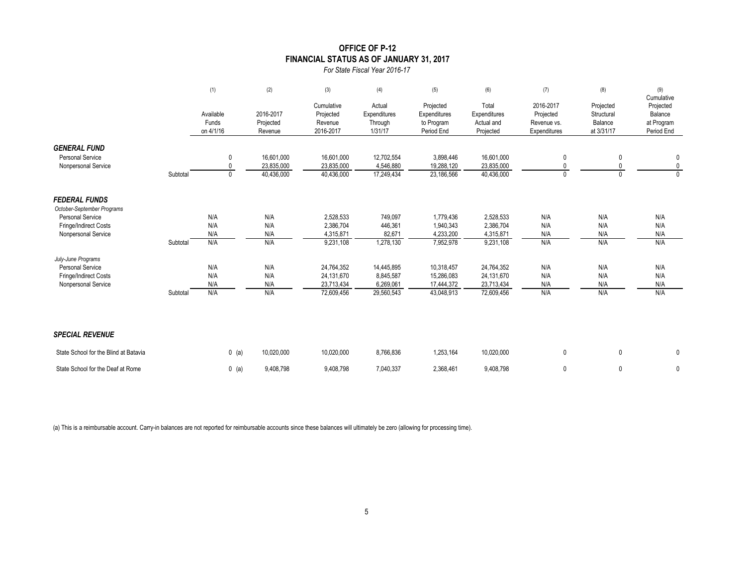# OFFICE OF P-12
## FINANCIAL STATUS AS OF JANUARY 31, 2017
*For State Fiscal Year 2016-17*

| | | (1) Available Funds on 4/1/16 | (2) 2016-2017 Projected Revenue | (3) Cumulative Projected Revenue 2016-2017 | (4) Actual Expenditures Through 1/31/17 | (5) Projected Expenditures to Program Period End | (6) Total Expenditures Actual and Projected | (7) 2016-2017 Projected Revenue vs. Expenditures | (8) Projected Structural Balance at 3/31/17 | (9) Cumulative Projected Balance at Program Period End |
|---|---|---|---|---|---|---|---|---|---|---|
| ***GENERAL FUND*** | | | | | | | | | | |
| Personal Service | | 0 | 16,601,000 | 16,601,000 | 12,702,554 | 3,898,446 | 16,601,000 | 0 | 0 | 0 |
| Nonpersonal Service | | 0 | 23,835,000 | 23,835,000 | 4,546,880 | 19,288,120 | 23,835,000 | 0 | 0 | 0 |
| | Subtotal | 0 | 40,436,000 | 40,436,000 | 17,249,434 | 23,186,566 | 40,436,000 | 0 | 0 | 0 |
| ***FEDERAL FUNDS*** | | | | | | | | | | |
| *October-September Programs* | | | | | | | | | | |
| Personal Service | | N/A | N/A | 2,528,533 | 749,097 | 1,779,436 | 2,528,533 | N/A | N/A | N/A |
| Fringe/Indirect Costs | | N/A | N/A | 2,386,704 | 446,361 | 1,940,343 | 2,386,704 | N/A | N/A | N/A |
| Nonpersonal Service | | N/A | N/A | 4,315,871 | 82,671 | 4,233,200 | 4,315,871 | N/A | N/A | N/A |
| | Subtotal | N/A | N/A | 9,231,108 | 1,278,130 | 7,952,978 | 9,231,108 | N/A | N/A | N/A |
| *July-June Programs* | | | | | | | | | | |
| Personal Service | | N/A | N/A | 24,764,352 | 14,445,895 | 10,318,457 | 24,764,352 | N/A | N/A | N/A |
| Fringe/Indirect Costs | | N/A | N/A | 24,131,670 | 8,845,587 | 15,286,083 | 24,131,670 | N/A | N/A | N/A |
| Nonpersonal Service | | N/A | N/A | 23,713,434 | 6,269,061 | 17,444,372 | 23,713,434 | N/A | N/A | N/A |
| | Subtotal | N/A | N/A | 72,609,456 | 29,560,543 | 43,048,913 | 72,609,456 | N/A | N/A | N/A |
| ***SPECIAL REVENUE*** | | | | | | | | | | |
| State School for the Blind at Batavia | | 0 (a) | 10,020,000 | 10,020,000 | 8,766,836 | 1,253,164 | 10,020,000 | 0 | 0 | 0 |
| State School for the Deaf at Rome | | 0 (a) | 9,408,798 | 9,408,798 | 7,040,337 | 2,368,461 | 9,408,798 | 0 | 0 | 0 |

(a) This is a reimbursable account. Carry-in balances are not reported for reimbursable accounts since these balances will ultimately be zero (allowing for processing time).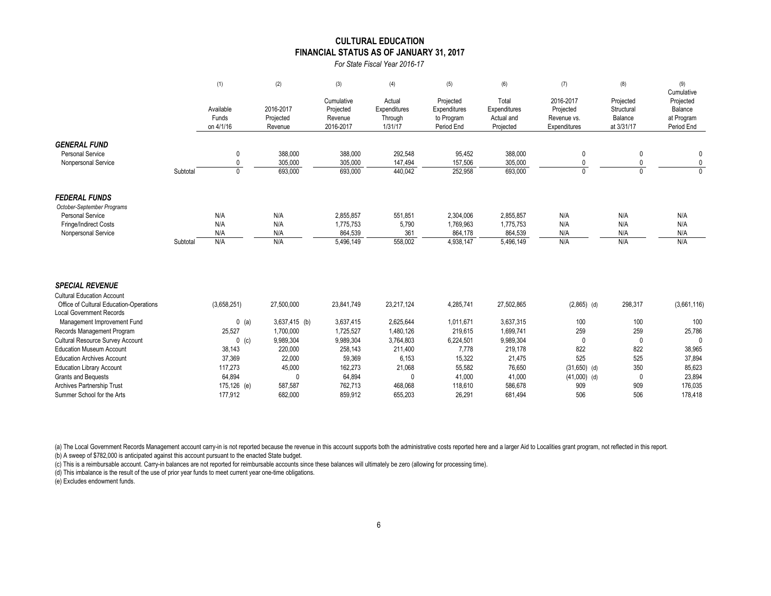# CULTURAL EDUCATION
## FINANCIAL STATUS AS OF JANUARY 31, 2017

*For State Fiscal Year 2016-17*

| | (1) Available Funds on 4/1/16 | (2) 2016-2017 Projected Revenue | (3) Cumulative Projected Revenue 2016-2017 | (4) Actual Expenditures Through 1/31/17 | (5) Projected Expenditures to Program Period End | (6) Total Expenditures Actual and Projected | (7) 2016-2017 Projected Revenue vs. Expenditures | (8) Projected Structural Balance at 3/31/17 | (9) Cumulative Projected Balance at Program Period End |
|---|---|---|---|---|---|---|---|---|---|
| ***GENERAL FUND*** | | | | | | | | | |
| Personal Service | 0 | 388,000 | 388,000 | 292,548 | 95,452 | 388,000 | 0 | 0 | 0 |
| Nonpersonal Service | 0 | 305,000 | 305,000 | 147,494 | 157,506 | 305,000 | 0 | 0 | 0 |
| Subtotal | 0 | 693,000 | 693,000 | 440,042 | 252,958 | 693,000 | 0 | 0 | 0 |
| ***FEDERAL FUNDS*** | | | | | | | | | |
| *October-September Programs* | | | | | | | | | |
| Personal Service | N/A | N/A | 2,855,857 | 551,851 | 2,304,006 | 2,855,857 | N/A | N/A | N/A |
| Fringe/Indirect Costs | N/A | N/A | 1,775,753 | 5,790 | 1,769,963 | 1,775,753 | N/A | N/A | N/A |
| Nonpersonal Service | N/A | N/A | 864,539 | 361 | 864,178 | 864,539 | N/A | N/A | N/A |
| Subtotal | N/A | N/A | 5,496,149 | 558,002 | 4,938,147 | 5,496,149 | N/A | N/A | N/A |
| ***SPECIAL REVENUE*** | | | | | | | | | |
| Cultural Education Account | | | | | | | | | |
| Office of Cultural Education-Operations | (3,658,251) | 27,500,000 | 23,841,749 | 23,217,124 | 4,285,741 | 27,502,865 | (2,865) (d) | 298,317 | (3,661,116) |
| Local Government Records | | | | | | | | | |
| Management Improvement Fund | 0 (a) | 3,637,415 (b) | 3,637,415 | 2,625,644 | 1,011,671 | 3,637,315 | 100 | 100 | 100 |
| Records Management Program | 25,527 | 1,700,000 | 1,725,527 | 1,480,126 | 219,615 | 1,699,741 | 259 | 259 | 25,786 |
| Cultural Resource Survey Account | 0 (c) | 9,989,304 | 9,989,304 | 3,764,803 | 6,224,501 | 9,989,304 | 0 | 0 | 0 |
| Education Museum Account | 38,143 | 220,000 | 258,143 | 211,400 | 7,778 | 219,178 | 822 | 822 | 38,965 |
| Education Archives Account | 37,369 | 22,000 | 59,369 | 6,153 | 15,322 | 21,475 | 525 | 525 | 37,894 |
| Education Library Account | 117,273 | 45,000 | 162,273 | 21,068 | 55,582 | 76,650 | (31,650) (d) | 350 | 85,623 |
| Grants and Bequests | 64,894 | 0 | 64,894 | 0 | 41,000 | 41,000 | (41,000) (d) | 0 | 23,894 |
| Archives Partnership Trust | 175,126 (e) | 587,587 | 762,713 | 468,068 | 118,610 | 586,678 | 909 | 909 | 176,035 |
| Summer School for the Arts | 177,912 | 682,000 | 859,912 | 655,203 | 26,291 | 681,494 | 506 | 506 | 178,418 |

(a) The Local Government Records Management account carry-in is not reported because the revenue in this account supports both the administrative costs reported here and a larger Aid to Localities grant program, not reflected in this report.

(b) A sweep of $782,000 is anticipated against this account pursuant to the enacted State budget.

(c) This is a reimbursable account. Carry-in balances are not reported for reimbursable accounts since these balances will ultimately be zero (allowing for processing time).

(d) This imbalance is the result of the use of prior year funds to meet current year one-time obligations.

(e) Excludes endowment funds.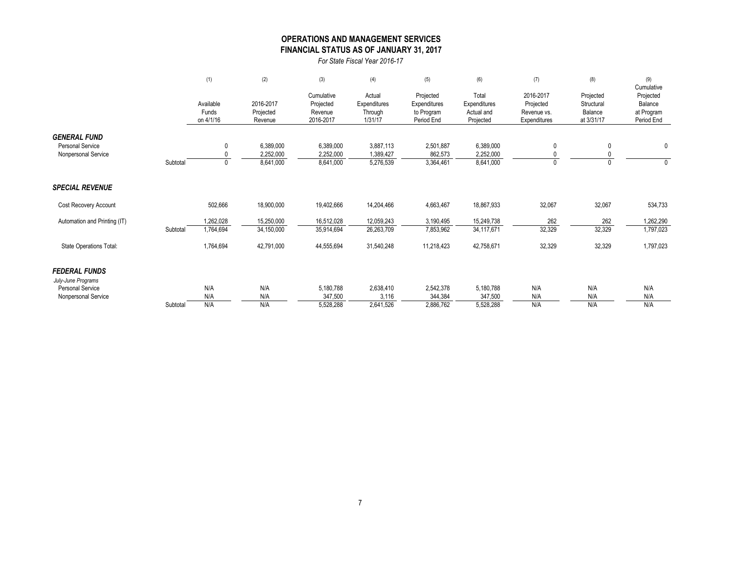# OPERATIONS AND MANAGEMENT SERVICES
## FINANCIAL STATUS AS OF JANUARY 31, 2017

*For State Fiscal Year 2016-17*

| | | (1) Available Funds on 4/1/16 | (2) 2016-2017 Projected Revenue | (3) Cumulative Projected Revenue 2016-2017 | (4) Actual Expenditures Through 1/31/17 | (5) Projected Expenditures to Program Period End | (6) Total Expenditures Actual and Projected | (7) 2016-2017 Projected Revenue vs. Expenditures | (8) Projected Structural Balance at 3/31/17 | (9) Cumulative Projected Balance at Program Period End |
|---|---|---|---|---|---|---|---|---|---|---|
| ***GENERAL FUND*** | | | | | | | | | | |
| Personal Service | | 0 | 6,389,000 | 6,389,000 | 3,887,113 | 2,501,887 | 6,389,000 | 0 | 0 | 0 |
| Nonpersonal Service | | 0 | 2,252,000 | 2,252,000 | 1,389,427 | 862,573 | 2,252,000 | 0 | 0 | |
| | Subtotal | 0 | 8,641,000 | 8,641,000 | 5,276,539 | 3,364,461 | 8,641,000 | 0 | 0 | 0 |
| ***SPECIAL REVENUE*** | | | | | | | | | | |
| Cost Recovery Account | | 502,666 | 18,900,000 | 19,402,666 | 14,204,466 | 4,663,467 | 18,867,933 | 32,067 | 32,067 | 534,733 |
| Automation and Printing (IT) | | 1,262,028 | 15,250,000 | 16,512,028 | 12,059,243 | 3,190,495 | 15,249,738 | 262 | 262 | 1,262,290 |
| | Subtotal | 1,764,694 | 34,150,000 | 35,914,694 | 26,263,709 | 7,853,962 | 34,117,671 | 32,329 | 32,329 | 1,797,023 |
| State Operations Total: | | 1,764,694 | 42,791,000 | 44,555,694 | 31,540,248 | 11,218,423 | 42,758,671 | 32,329 | 32,329 | 1,797,023 |
| ***FEDERAL FUNDS*** | | | | | | | | | | |
| *July-June Programs* | | | | | | | | | | |
| Personal Service | | N/A | N/A | 5,180,788 | 2,638,410 | 2,542,378 | 5,180,788 | N/A | N/A | N/A |
| Nonpersonal Service | | N/A | N/A | 347,500 | 3,116 | 344,384 | 347,500 | N/A | N/A | N/A |
| | Subtotal | N/A | N/A | 5,528,288 | 2,641,526 | 2,886,762 | 5,528,288 | N/A | N/A | N/A |